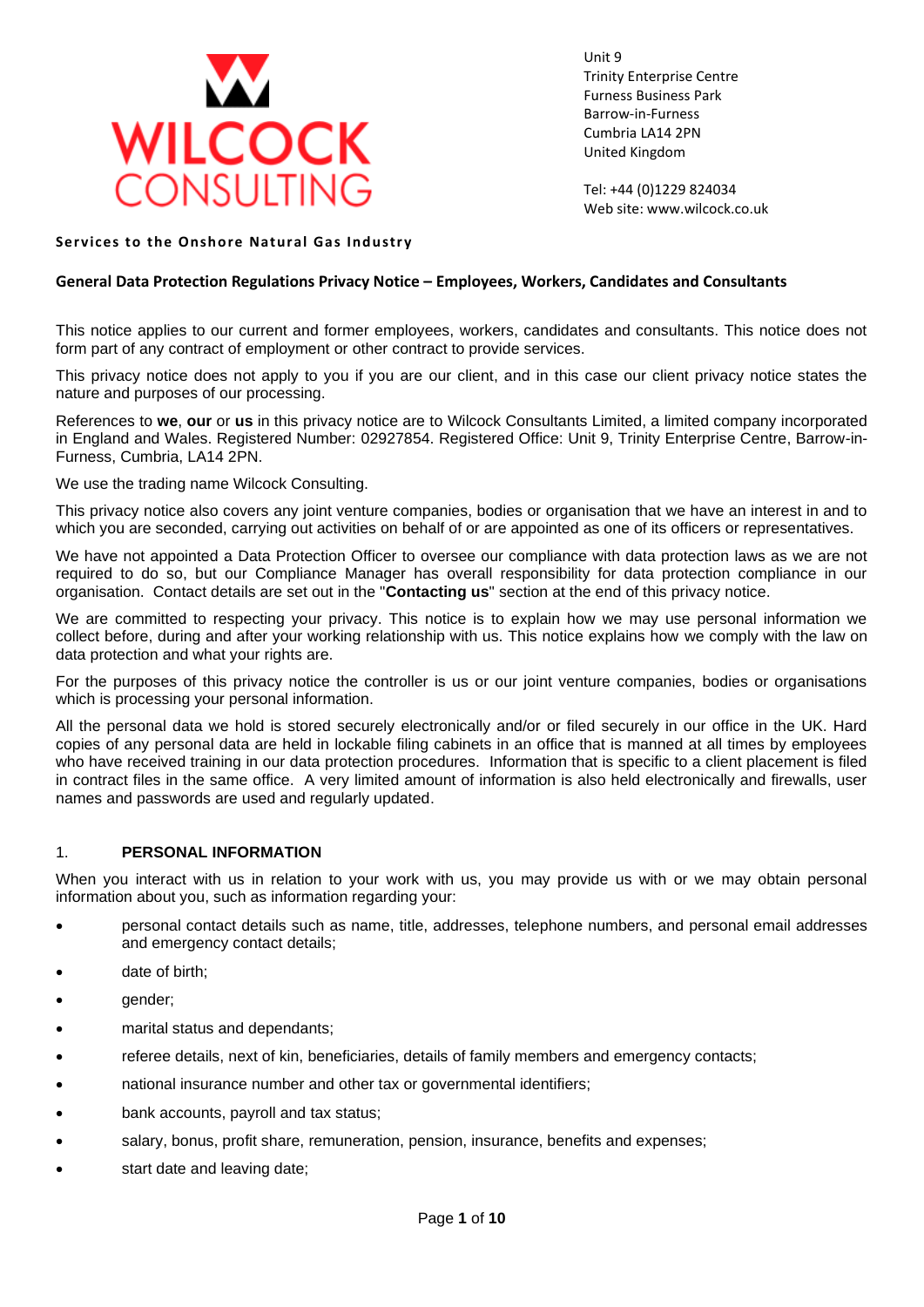WILCOCK CONSULTING

Unit 9
Trinity Enterprise Centre
Furness Business Park
Barrow-in-Furness
Cumbria LA14 2PN
United Kingdom

Tel: +44 (0)1229 824034
Web site: www.wilcock.co.uk

**Services to the Onshore Natural Gas Industry**

**General Data Protection Regulations Privacy Notice – Employees, Workers, Candidates and Consultants**

This notice applies to our current and former employees, workers, candidates and consultants. This notice does not form part of any contract of employment or other contract to provide services.

This privacy notice does not apply to you if you are our client, and in this case our client privacy notice states the nature and purposes of our processing.

References to **we**, **our** or **us** in this privacy notice are to Wilcock Consultants Limited, a limited company incorporated in England and Wales. Registered Number: 02927854. Registered Office: Unit 9, Trinity Enterprise Centre, Barrow-in-Furness, Cumbria, LA14 2PN.

We use the trading name Wilcock Consulting.

This privacy notice also covers any joint venture companies, bodies or organisation that we have an interest in and to which you are seconded, carrying out activities on behalf of or are appointed as one of its officers or representatives.

We have not appointed a Data Protection Officer to oversee our compliance with data protection laws as we are not required to do so, but our Compliance Manager has overall responsibility for data protection compliance in our organisation. Contact details are set out in the "**Contacting us**" section at the end of this privacy notice.

We are committed to respecting your privacy. This notice is to explain how we may use personal information we collect before, during and after your working relationship with us. This notice explains how we comply with the law on data protection and what your rights are.

For the purposes of this privacy notice the controller is us or our joint venture companies, bodies or organisations which is processing your personal information.

All the personal data we hold is stored securely electronically and/or or filed securely in our office in the UK. Hard copies of any personal data are held in lockable filing cabinets in an office that is manned at all times by employees who have received training in our data protection procedures. Information that is specific to a client placement is filed in contract files in the same office. A very limited amount of information is also held electronically and firewalls, user names and passwords are used and regularly updated.

## 1. PERSONAL INFORMATION

When you interact with us in relation to your work with us, you may provide us with or we may obtain personal information about you, such as information regarding your:

- personal contact details such as name, title, addresses, telephone numbers, and personal email addresses and emergency contact details;
- date of birth;
- gender;
- marital status and dependants;
- referee details, next of kin, beneficiaries, details of family members and emergency contacts;
- national insurance number and other tax or governmental identifiers;
- bank accounts, payroll and tax status;
- salary, bonus, profit share, remuneration, pension, insurance, benefits and expenses;
- start date and leaving date;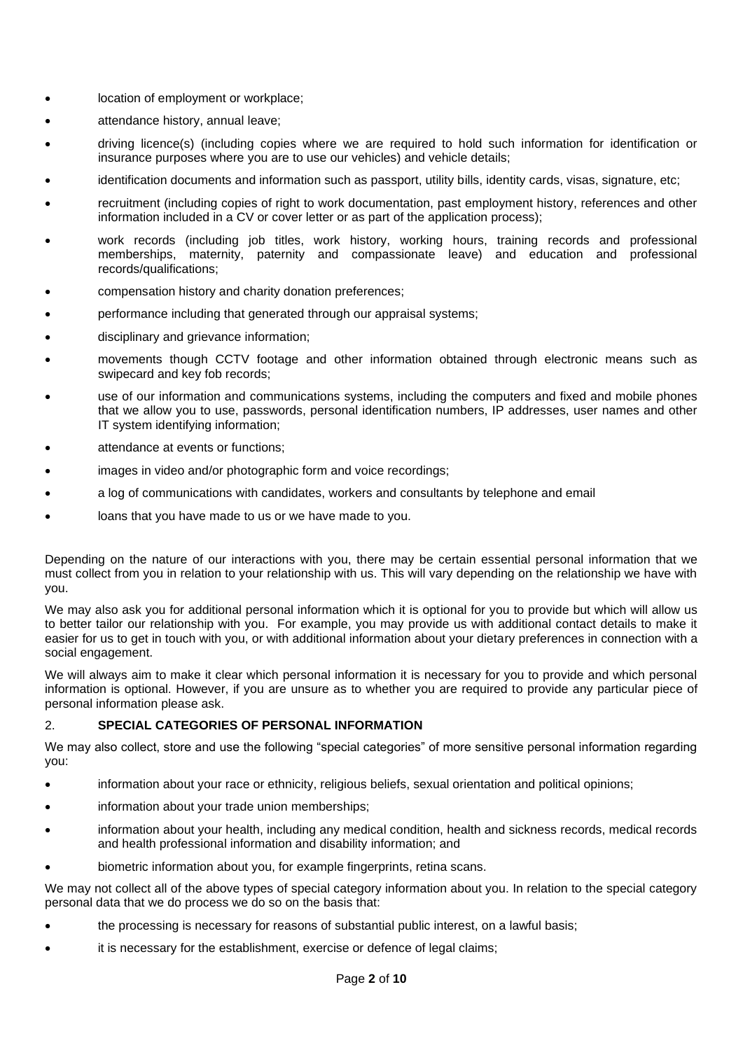- location of employment or workplace;
- attendance history, annual leave;
- driving licence(s) (including copies where we are required to hold such information for identification or insurance purposes where you are to use our vehicles) and vehicle details;
- identification documents and information such as passport, utility bills, identity cards, visas, signature, etc;
- recruitment (including copies of right to work documentation, past employment history, references and other information included in a CV or cover letter or as part of the application process);
- work records (including job titles, work history, working hours, training records and professional memberships, maternity, paternity and compassionate leave) and education and professional records/qualifications;
- compensation history and charity donation preferences;
- performance including that generated through our appraisal systems;
- disciplinary and grievance information;
- movements though CCTV footage and other information obtained through electronic means such as swipecard and key fob records;
- use of our information and communications systems, including the computers and fixed and mobile phones that we allow you to use, passwords, personal identification numbers, IP addresses, user names and other IT system identifying information;
- attendance at events or functions;
- images in video and/or photographic form and voice recordings;
- a log of communications with candidates, workers and consultants by telephone and email
- loans that you have made to us or we have made to you.

Depending on the nature of our interactions with you, there may be certain essential personal information that we must collect from you in relation to your relationship with us. This will vary depending on the relationship we have with you.

We may also ask you for additional personal information which it is optional for you to provide but which will allow us to better tailor our relationship with you. For example, you may provide us with additional contact details to make it easier for us to get in touch with you, or with additional information about your dietary preferences in connection with a social engagement.

We will always aim to make it clear which personal information it is necessary for you to provide and which personal information is optional. However, if you are unsure as to whether you are required to provide any particular piece of personal information please ask.

## 2. SPECIAL CATEGORIES OF PERSONAL INFORMATION

We may also collect, store and use the following "special categories" of more sensitive personal information regarding you:

- information about your race or ethnicity, religious beliefs, sexual orientation and political opinions;
- information about your trade union memberships;
- information about your health, including any medical condition, health and sickness records, medical records and health professional information and disability information; and
- biometric information about you, for example fingerprints, retina scans.

We may not collect all of the above types of special category information about you. In relation to the special category personal data that we do process we do so on the basis that:

- the processing is necessary for reasons of substantial public interest, on a lawful basis;
- it is necessary for the establishment, exercise or defence of legal claims;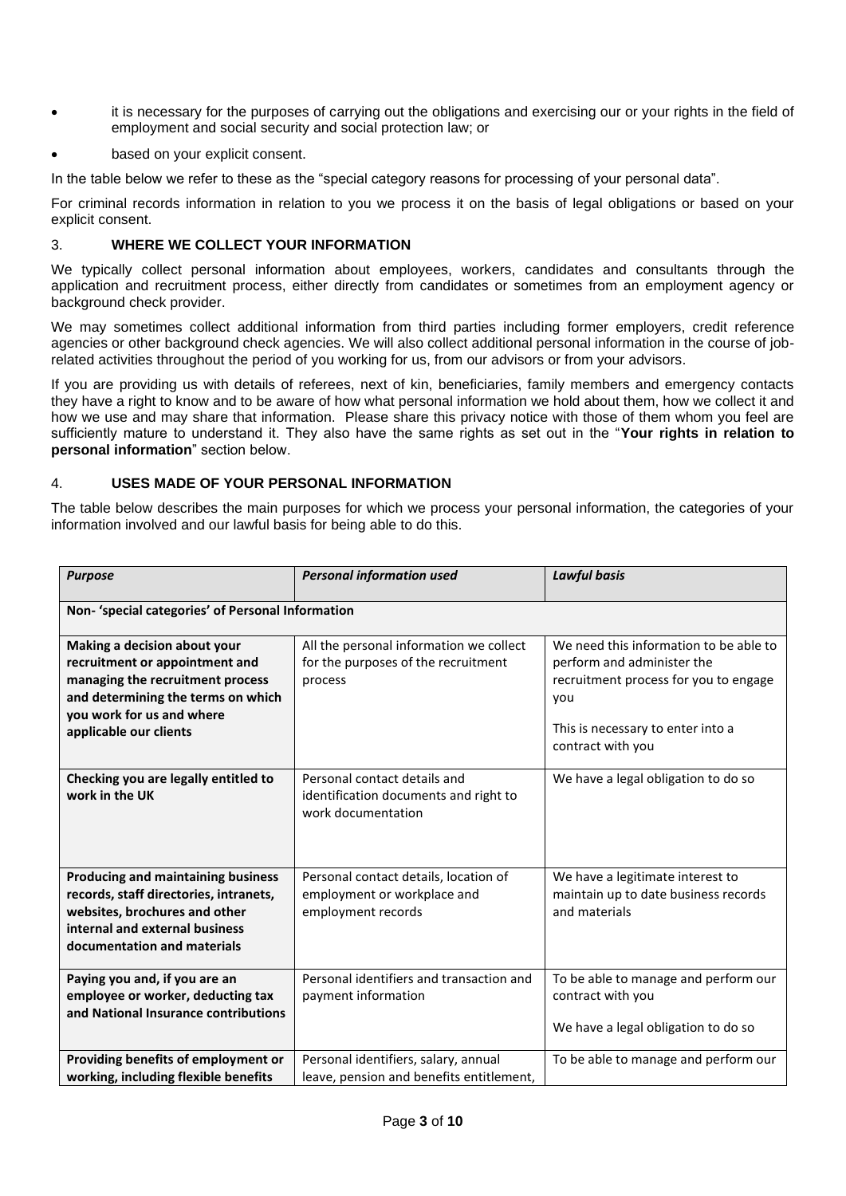- it is necessary for the purposes of carrying out the obligations and exercising our or your rights in the field of employment and social security and social protection law; or
- based on your explicit consent.

In the table below we refer to these as the "special category reasons for processing of your personal data".

For criminal records information in relation to you we process it on the basis of legal obligations or based on your explicit consent.

## 3. WHERE WE COLLECT YOUR INFORMATION

We typically collect personal information about employees, workers, candidates and consultants through the application and recruitment process, either directly from candidates or sometimes from an employment agency or background check provider.

We may sometimes collect additional information from third parties including former employers, credit reference agencies or other background check agencies. We will also collect additional personal information in the course of job-related activities throughout the period of you working for us, from our advisors or from your advisors.

If you are providing us with details of referees, next of kin, beneficiaries, family members and emergency contacts they have a right to know and to be aware of how what personal information we hold about them, how we collect it and how we use and may share that information. Please share this privacy notice with those of them whom you feel are sufficiently mature to understand it. They also have the same rights as set out in the "**Your rights in relation to personal information**" section below.

## 4. USES MADE OF YOUR PERSONAL INFORMATION

The table below describes the main purposes for which we process your personal information, the categories of your information involved and our lawful basis for being able to do this.

| ***Purpose*** | ***Personal information used*** | ***Lawful basis*** |
|---|---|---|
| **Non- 'special categories' of Personal Information** | | |
| **Making a decision about your recruitment or appointment and managing the recruitment process and determining the terms on which you work for us and where applicable our clients** | All the personal information we collect for the purposes of the recruitment process | We need this information to be able to perform and administer the recruitment process for you to engage you<br><br>This is necessary to enter into a contract with you |
| **Checking you are legally entitled to work in the UK** | Personal contact details and identification documents and right to work documentation | We have a legal obligation to do so |
| **Producing and maintaining business records, staff directories, intranets, websites, brochures and other internal and external business documentation and materials** | Personal contact details, location of employment or workplace and employment records | We have a legitimate interest to maintain up to date business records and materials |
| **Paying you and, if you are an employee or worker, deducting tax and National Insurance contributions** | Personal identifiers and transaction and payment information | To be able to manage and perform our contract with you<br><br>We have a legal obligation to do so |
| **Providing benefits of employment or working, including flexible benefits** | Personal identifiers, salary, annual leave, pension and benefits entitlement, | To be able to manage and perform our |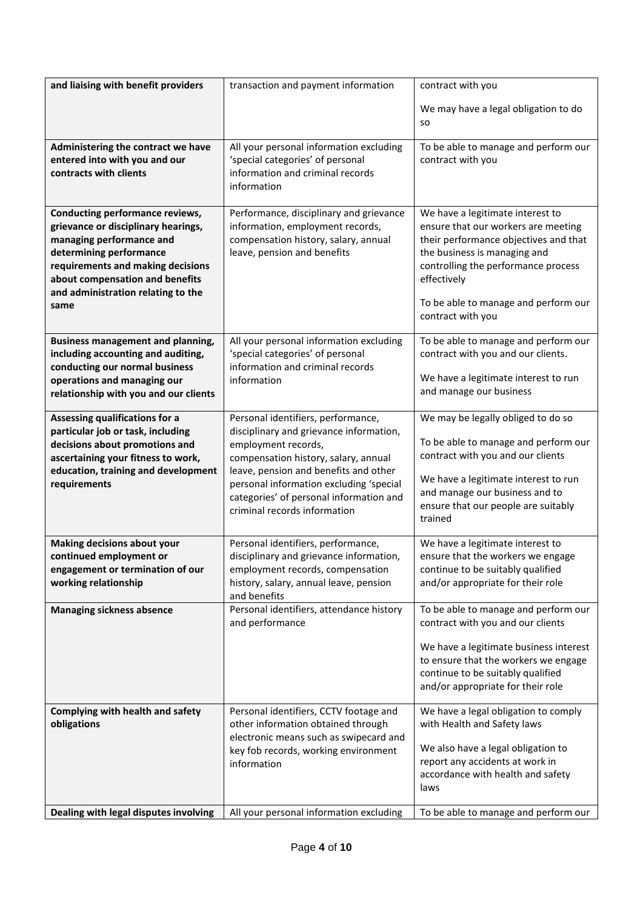| **and liaising with benefit providers** | transaction and payment information | contract with you<br><br>We may have a legal obligation to do so |
|---|---|---|
| **Administering the contract we have entered into with you and our contracts with clients** | All your personal information excluding 'special categories' of personal information and criminal records information | To be able to manage and perform our contract with you |
| **Conducting performance reviews, grievance or disciplinary hearings, managing performance and determining performance requirements and making decisions about compensation and benefits and administration relating to the same** | Performance, disciplinary and grievance information, employment records, compensation history, salary, annual leave, pension and benefits | We have a legitimate interest to ensure that our workers are meeting their performance objectives and that the business is managing and controlling the performance process effectively<br><br>To be able to manage and perform our contract with you |
| **Business management and planning, including accounting and auditing, conducting our normal business operations and managing our relationship with you and our clients** | All your personal information excluding 'special categories' of personal information and criminal records information | To be able to manage and perform our contract with you and our clients.<br><br>We have a legitimate interest to run and manage our business |
| **Assessing qualifications for a particular job or task, including decisions about promotions and ascertaining your fitness to work, education, training and development requirements** | Personal identifiers, performance, disciplinary and grievance information, employment records, compensation history, salary, annual leave, pension and benefits and other personal information excluding 'special categories' of personal information and criminal records information | We may be legally obliged to do so<br><br>To be able to manage and perform our contract with you and our clients<br><br>We have a legitimate interest to run and manage our business and to ensure that our people are suitably trained |
| **Making decisions about your continued employment or engagement or termination of our working relationship** | Personal identifiers, performance, disciplinary and grievance information, employment records, compensation history, salary, annual leave, pension and benefits | We have a legitimate interest to ensure that the workers we engage continue to be suitably qualified and/or appropriate for their role |
| **Managing sickness absence** | Personal identifiers, attendance history and performance | To be able to manage and perform our contract with you and our clients<br><br>We have a legitimate business interest to ensure that the workers we engage continue to be suitably qualified and/or appropriate for their role |
| **Complying with health and safety obligations** | Personal identifiers, CCTV footage and other information obtained through electronic means such as swipecard and key fob records, working environment information | We have a legal obligation to comply with Health and Safety laws<br><br>We also have a legal obligation to report any accidents at work in accordance with health and safety laws |
| **Dealing with legal disputes involving** | All your personal information excluding | To be able to manage and perform our |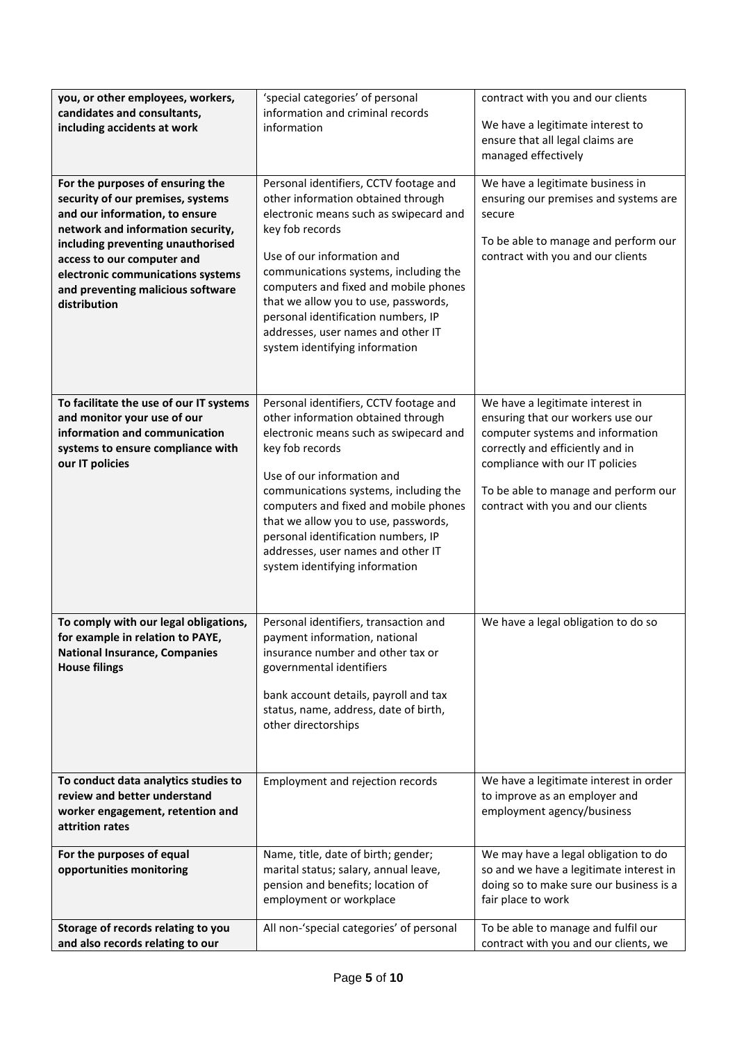| | | |
|---|---|---|
| **you, or other employees, workers, candidates and consultants, including accidents at work** | 'special categories' of personal information and criminal records information | contract with you and our clients<br><br>We have a legitimate interest to ensure that all legal claims are managed effectively |
| **For the purposes of ensuring the security of our premises, systems and our information, to ensure network and information security, including preventing unauthorised access to our computer and electronic communications systems and preventing malicious software distribution** | Personal identifiers, CCTV footage and other information obtained through electronic means such as swipecard and key fob records<br><br>Use of our information and communications systems, including the computers and fixed and mobile phones that we allow you to use, passwords, personal identification numbers, IP addresses, user names and other IT system identifying information | We have a legitimate business in ensuring our premises and systems are secure<br><br>To be able to manage and perform our contract with you and our clients |
| **To facilitate the use of our IT systems and monitor your use of our information and communication systems to ensure compliance with our IT policies** | Personal identifiers, CCTV footage and other information obtained through electronic means such as swipecard and key fob records<br><br>Use of our information and communications systems, including the computers and fixed and mobile phones that we allow you to use, passwords, personal identification numbers, IP addresses, user names and other IT system identifying information | We have a legitimate interest in ensuring that our workers use our computer systems and information correctly and efficiently and in compliance with our IT policies<br><br>To be able to manage and perform our contract with you and our clients |
| **To comply with our legal obligations, for example in relation to PAYE, National Insurance, Companies House filings** | Personal identifiers, transaction and payment information, national insurance number and other tax or governmental identifiers<br><br>bank account details, payroll and tax status, name, address, date of birth, other directorships | We have a legal obligation to do so |
| **To conduct data analytics studies to review and better understand worker engagement, retention and attrition rates** | Employment and rejection records | We have a legitimate interest in order to improve as an employer and employment agency/business |
| **For the purposes of equal opportunities monitoring** | Name, title, date of birth; gender; marital status; salary, annual leave, pension and benefits; location of employment or workplace | We may have a legal obligation to do so and we have a legitimate interest in doing so to make sure our business is a fair place to work |
| **Storage of records relating to you and also records relating to our** | All non-'special categories' of personal | To be able to manage and fulfil our contract with you and our clients, we |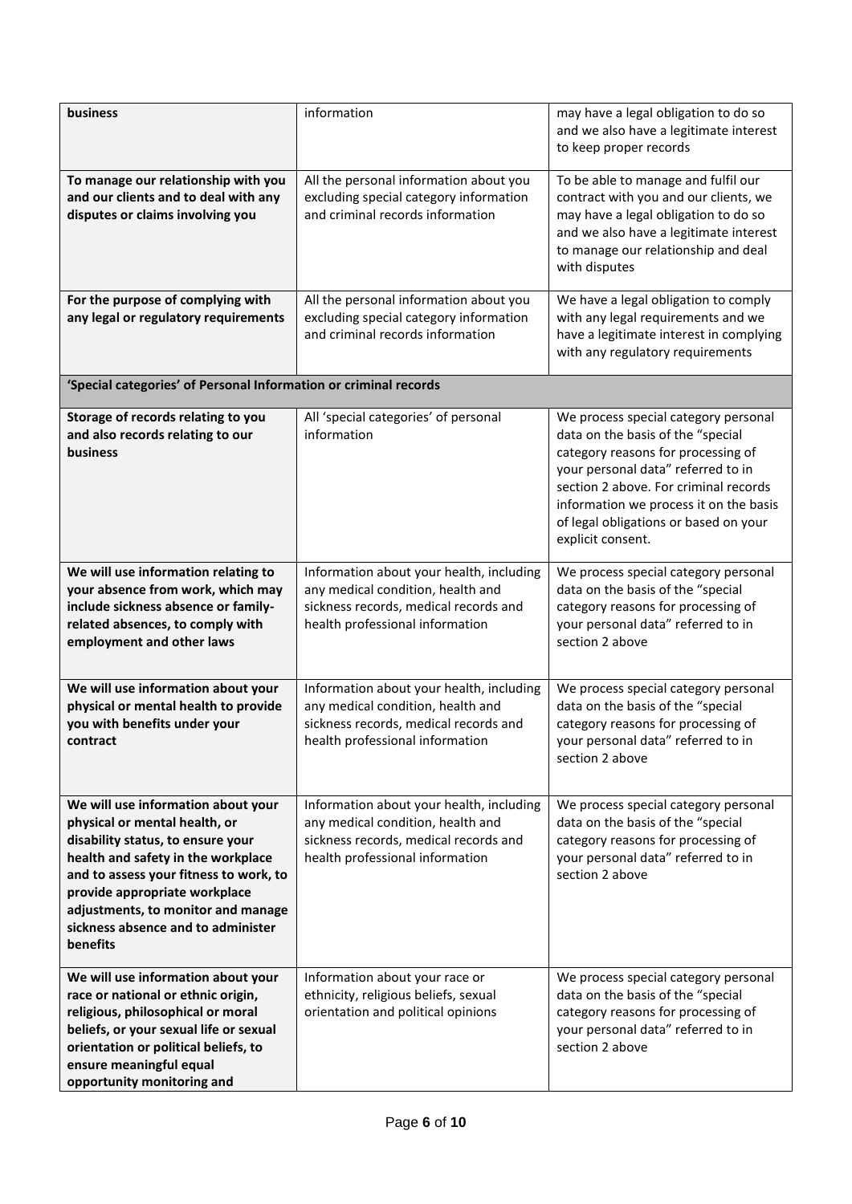| | | |
|---|---|---|
| **business** | information | may have a legal obligation to do so and we also have a legitimate interest to keep proper records |
| **To manage our relationship with you and our clients and to deal with any disputes or claims involving you** | All the personal information about you excluding special category information and criminal records information | To be able to manage and fulfil our contract with you and our clients, we may have a legal obligation to do so and we also have a legitimate interest to manage our relationship and deal with disputes |
| **For the purpose of complying with any legal or regulatory requirements** | All the personal information about you excluding special category information and criminal records information | We have a legal obligation to comply with any legal requirements and we have a legitimate interest in complying with any regulatory requirements |
| **'Special categories' of Personal Information or criminal records** | | |
| **Storage of records relating to you and also records relating to our business** | All 'special categories' of personal information | We process special category personal data on the basis of the "special category reasons for processing of your personal data" referred to in section 2 above. For criminal records information we process it on the basis of legal obligations or based on your explicit consent. |
| **We will use information relating to your absence from work, which may include sickness absence or family-related absences, to comply with employment and other laws** | Information about your health, including any medical condition, health and sickness records, medical records and health professional information | We process special category personal data on the basis of the "special category reasons for processing of your personal data" referred to in section 2 above |
| **We will use information about your physical or mental health to provide you with benefits under your contract** | Information about your health, including any medical condition, health and sickness records, medical records and health professional information | We process special category personal data on the basis of the "special category reasons for processing of your personal data" referred to in section 2 above |
| **We will use information about your physical or mental health, or disability status, to ensure your health and safety in the workplace and to assess your fitness to work, to provide appropriate workplace adjustments, to monitor and manage sickness absence and to administer benefits** | Information about your health, including any medical condition, health and sickness records, medical records and health professional information | We process special category personal data on the basis of the "special category reasons for processing of your personal data" referred to in section 2 above |
| **We will use information about your race or national or ethnic origin, religious, philosophical or moral beliefs, or your sexual life or sexual orientation or political beliefs, to ensure meaningful equal opportunity monitoring and** | Information about your race or ethnicity, religious beliefs, sexual orientation and political opinions | We process special category personal data on the basis of the "special category reasons for processing of your personal data" referred to in section 2 above |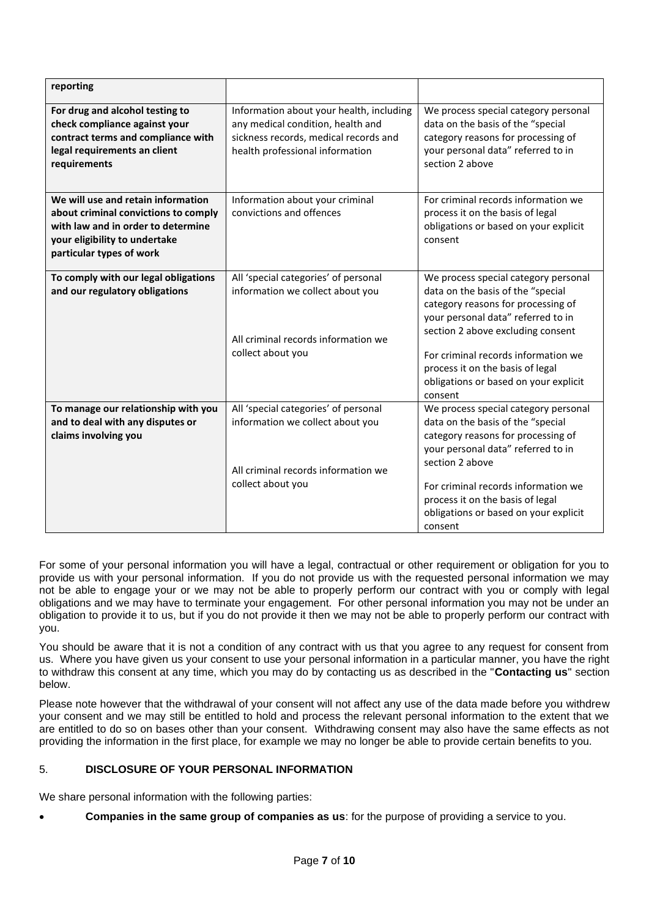| reporting | | |
|---|---|---|
| **For drug and alcohol testing to check compliance against your contract terms and compliance with legal requirements an client requirements** | Information about your health, including any medical condition, health and sickness records, medical records and health professional information | We process special category personal data on the basis of the "special category reasons for processing of your personal data" referred to in section 2 above |
| **We will use and retain information about criminal convictions to comply with law and in order to determine your eligibility to undertake particular types of work** | Information about your criminal convictions and offences | For criminal records information we process it on the basis of legal obligations or based on your explicit consent |
| **To comply with our legal obligations and our regulatory obligations** | All 'special categories' of personal information we collect about you<br><br>All criminal records information we collect about you | We process special category personal data on the basis of the "special category reasons for processing of your personal data" referred to in section 2 above excluding consent<br><br>For criminal records information we process it on the basis of legal obligations or based on your explicit consent |
| **To manage our relationship with you and to deal with any disputes or claims involving you** | All 'special categories' of personal information we collect about you<br><br>All criminal records information we collect about you | We process special category personal data on the basis of the "special category reasons for processing of your personal data" referred to in section 2 above<br><br>For criminal records information we process it on the basis of legal obligations or based on your explicit consent |

For some of your personal information you will have a legal, contractual or other requirement or obligation for you to provide us with your personal information. If you do not provide us with the requested personal information we may not be able to engage your or we may not be able to properly perform our contract with you or comply with legal obligations and we may have to terminate your engagement. For other personal information you may not be under an obligation to provide it to us, but if you do not provide it then we may not be able to properly perform our contract with you.

You should be aware that it is not a condition of any contract with us that you agree to any request for consent from us. Where you have given us your consent to use your personal information in a particular manner, you have the right to withdraw this consent at any time, which you may do by contacting us as described in the "**Contacting us**" section below.

Please note however that the withdrawal of your consent will not affect any use of the data made before you withdrew your consent and we may still be entitled to hold and process the relevant personal information to the extent that we are entitled to do so on bases other than your consent. Withdrawing consent may also have the same effects as not providing the information in the first place, for example we may no longer be able to provide certain benefits to you.

## 5. DISCLOSURE OF YOUR PERSONAL INFORMATION

We share personal information with the following parties:

- **Companies in the same group of companies as us**: for the purpose of providing a service to you.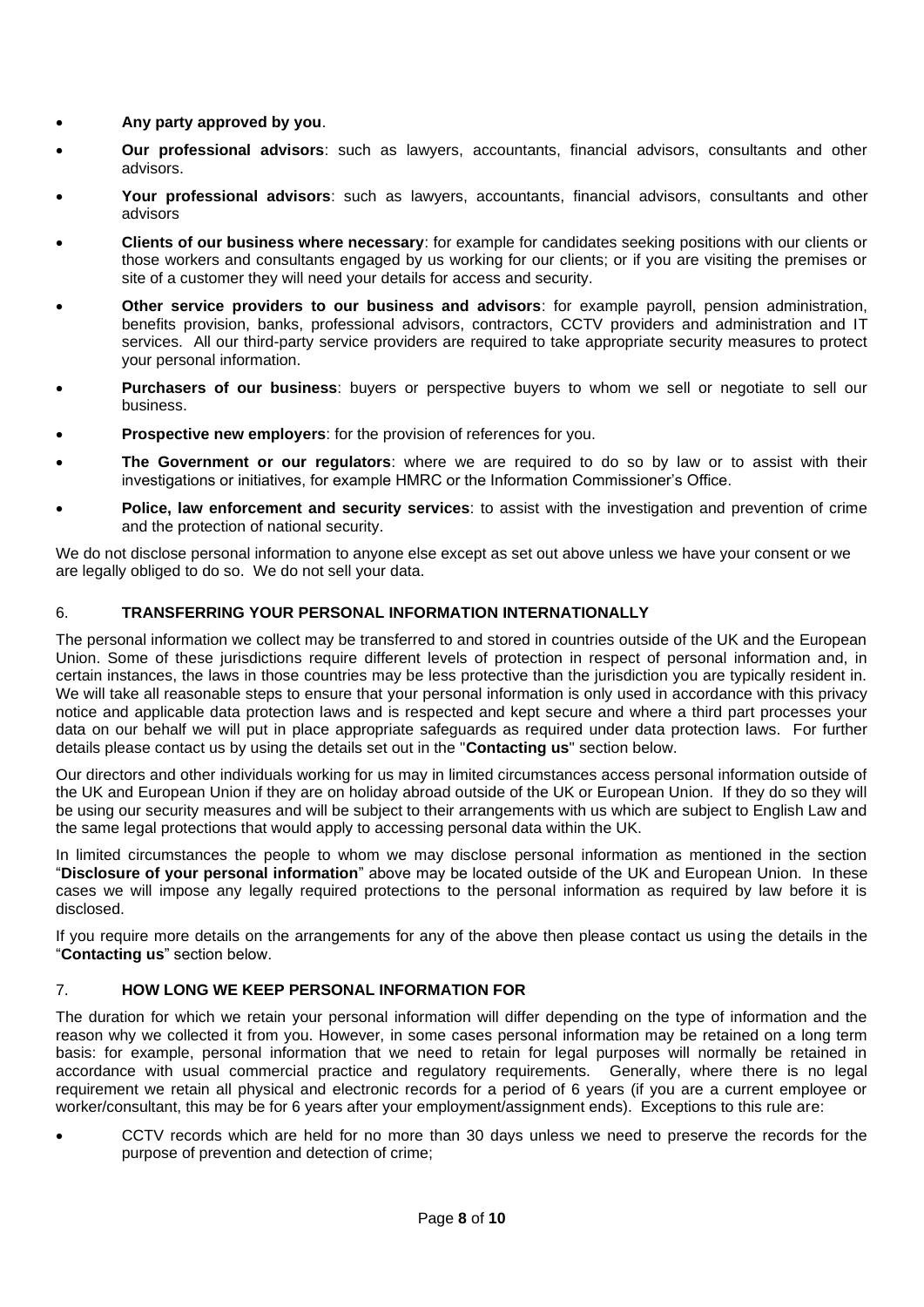- **Any party approved by you**.
- **Our professional advisors**: such as lawyers, accountants, financial advisors, consultants and other advisors.
- **Your professional advisors**: such as lawyers, accountants, financial advisors, consultants and other advisors
- **Clients of our business where necessary**: for example for candidates seeking positions with our clients or those workers and consultants engaged by us working for our clients; or if you are visiting the premises or site of a customer they will need your details for access and security.
- **Other service providers to our business and advisors**: for example payroll, pension administration, benefits provision, banks, professional advisors, contractors, CCTV providers and administration and IT services. All our third-party service providers are required to take appropriate security measures to protect your personal information.
- **Purchasers of our business**: buyers or perspective buyers to whom we sell or negotiate to sell our business.
- **Prospective new employers**: for the provision of references for you.
- **The Government or our regulators**: where we are required to do so by law or to assist with their investigations or initiatives, for example HMRC or the Information Commissioner's Office.
- **Police, law enforcement and security services**: to assist with the investigation and prevention of crime and the protection of national security.

We do not disclose personal information to anyone else except as set out above unless we have your consent or we are legally obliged to do so. We do not sell your data.

## 6. TRANSFERRING YOUR PERSONAL INFORMATION INTERNATIONALLY

The personal information we collect may be transferred to and stored in countries outside of the UK and the European Union. Some of these jurisdictions require different levels of protection in respect of personal information and, in certain instances, the laws in those countries may be less protective than the jurisdiction you are typically resident in. We will take all reasonable steps to ensure that your personal information is only used in accordance with this privacy notice and applicable data protection laws and is respected and kept secure and where a third part processes your data on our behalf we will put in place appropriate safeguards as required under data protection laws. For further details please contact us by using the details set out in the "**Contacting us**" section below.

Our directors and other individuals working for us may in limited circumstances access personal information outside of the UK and European Union if they are on holiday abroad outside of the UK or European Union. If they do so they will be using our security measures and will be subject to their arrangements with us which are subject to English Law and the same legal protections that would apply to accessing personal data within the UK.

In limited circumstances the people to whom we may disclose personal information as mentioned in the section "**Disclosure of your personal information**" above may be located outside of the UK and European Union. In these cases we will impose any legally required protections to the personal information as required by law before it is disclosed.

If you require more details on the arrangements for any of the above then please contact us using the details in the "**Contacting us**" section below.

## 7. HOW LONG WE KEEP PERSONAL INFORMATION FOR

The duration for which we retain your personal information will differ depending on the type of information and the reason why we collected it from you. However, in some cases personal information may be retained on a long term basis: for example, personal information that we need to retain for legal purposes will normally be retained in accordance with usual commercial practice and regulatory requirements. Generally, where there is no legal requirement we retain all physical and electronic records for a period of 6 years (if you are a current employee or worker/consultant, this may be for 6 years after your employment/assignment ends). Exceptions to this rule are:

- CCTV records which are held for no more than 30 days unless we need to preserve the records for the purpose of prevention and detection of crime;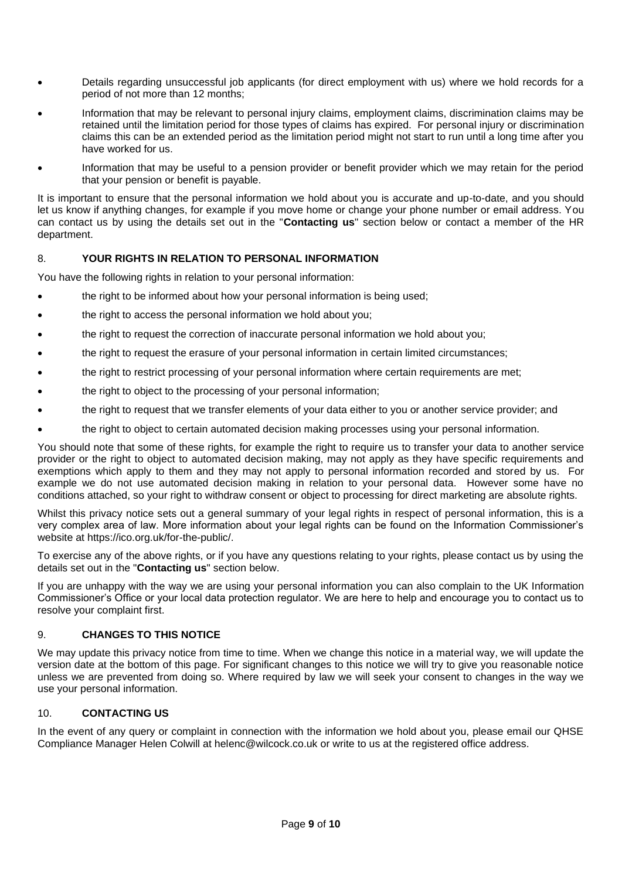- Details regarding unsuccessful job applicants (for direct employment with us) where we hold records for a period of not more than 12 months;
- Information that may be relevant to personal injury claims, employment claims, discrimination claims may be retained until the limitation period for those types of claims has expired. For personal injury or discrimination claims this can be an extended period as the limitation period might not start to run until a long time after you have worked for us.
- Information that may be useful to a pension provider or benefit provider which we may retain for the period that your pension or benefit is payable.

It is important to ensure that the personal information we hold about you is accurate and up-to-date, and you should let us know if anything changes, for example if you move home or change your phone number or email address. You can contact us by using the details set out in the "**Contacting us**" section below or contact a member of the HR department.

## 8. YOUR RIGHTS IN RELATION TO PERSONAL INFORMATION

You have the following rights in relation to your personal information:

- the right to be informed about how your personal information is being used;
- the right to access the personal information we hold about you;
- the right to request the correction of inaccurate personal information we hold about you;
- the right to request the erasure of your personal information in certain limited circumstances;
- the right to restrict processing of your personal information where certain requirements are met;
- the right to object to the processing of your personal information;
- the right to request that we transfer elements of your data either to you or another service provider; and
- the right to object to certain automated decision making processes using your personal information.

You should note that some of these rights, for example the right to require us to transfer your data to another service provider or the right to object to automated decision making, may not apply as they have specific requirements and exemptions which apply to them and they may not apply to personal information recorded and stored by us. For example we do not use automated decision making in relation to your personal data. However some have no conditions attached, so your right to withdraw consent or object to processing for direct marketing are absolute rights.

Whilst this privacy notice sets out a general summary of your legal rights in respect of personal information, this is a very complex area of law. More information about your legal rights can be found on the Information Commissioner's website at https://ico.org.uk/for-the-public/.

To exercise any of the above rights, or if you have any questions relating to your rights, please contact us by using the details set out in the "**Contacting us**" section below.

If you are unhappy with the way we are using your personal information you can also complain to the UK Information Commissioner's Office or your local data protection regulator. We are here to help and encourage you to contact us to resolve your complaint first.

## 9. CHANGES TO THIS NOTICE

We may update this privacy notice from time to time. When we change this notice in a material way, we will update the version date at the bottom of this page. For significant changes to this notice we will try to give you reasonable notice unless we are prevented from doing so. Where required by law we will seek your consent to changes in the way we use your personal information.

## 10. CONTACTING US

In the event of any query or complaint in connection with the information we hold about you, please email our QHSE Compliance Manager Helen Colwill at helenc@wilcock.co.uk or write to us at the registered office address.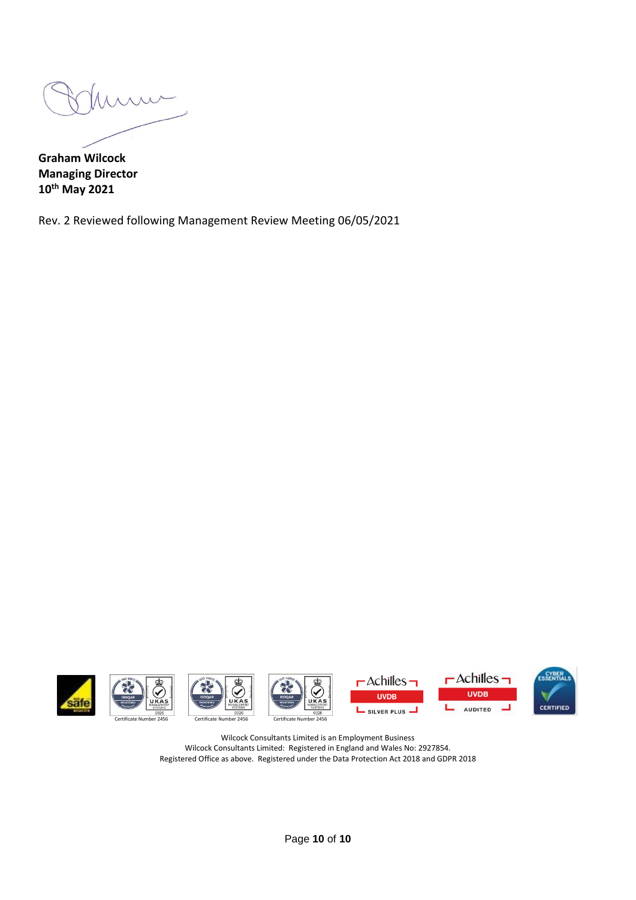**Graham Wilcock**
**Managing Director**
**10th May 2021**

Rev. 2 Reviewed following Management Review Meeting 06/05/2021

Certificate Number 2456

Certificate Number 2456

Certificate Number 2456

Wilcock Consultants Limited is an Employment Business
Wilcock Consultants Limited: Registered in England and Wales No: 2927854.
Registered Office as above. Registered under the Data Protection Act 2018 and GDPR 2018